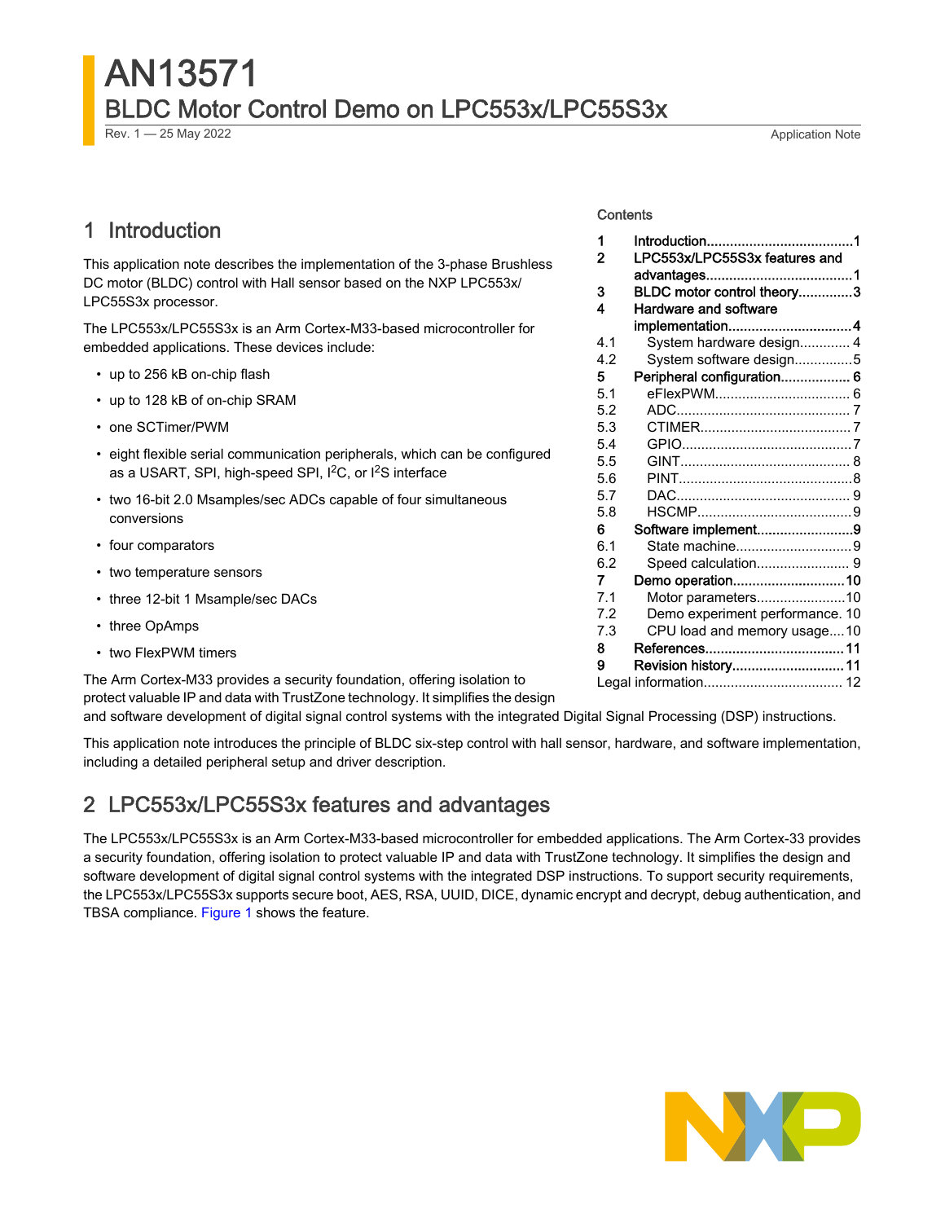# AN13571

## BLDC Motor Control Demo on LPC553x/LPC55S3x

Rev. 1 — 25 May 2022

Application Note

Contents

| | | |
|---|---|---|
| 1 | Introduction | 1 |
| 2 | LPC553x/LPC55S3x features and advantages | 1 |
| 3 | BLDC motor control theory | 3 |
| 4 | Hardware and software implementation | 4 |
| 4.1 | System hardware design | 4 |
| 4.2 | System software design | 5 |
| 5 | Peripheral configuration | 6 |
| 5.1 | eFlexPWM | 6 |
| 5.2 | ADC | 7 |
| 5.3 | CTIMER | 7 |
| 5.4 | GPIO | 7 |
| 5.5 | GINT | 8 |
| 5.6 | PINT | 8 |
| 5.7 | DAC | 9 |
| 5.8 | HSCMP | 9 |
| 6 | Software implement | 9 |
| 6.1 | State machine | 9 |
| 6.2 | Speed calculation | 9 |
| 7 | Demo operation | 10 |
| 7.1 | Motor parameters | 10 |
| 7.2 | Demo experiment performance | 10 |
| 7.3 | CPU load and memory usage | 10 |
| 8 | References | 11 |
| 9 | Revision history | 11 |
| | Legal information | 12 |

## 1 Introduction

This application note describes the implementation of the 3-phase Brushless DC motor (BLDC) control with Hall sensor based on the NXP LPC553x/LPC55S3x processor.

The LPC553x/LPC55S3x is an Arm Cortex-M33-based microcontroller for embedded applications. These devices include:

- up to 256 kB on-chip flash
- up to 128 kB of on-chip SRAM
- one SCTimer/PWM
- eight flexible serial communication peripherals, which can be configured as a USART, SPI, high-speed SPI, $I^2C$, or $I^2S$ interface
- two 16-bit 2.0 Msamples/sec ADCs capable of four simultaneous conversions
- four comparators
- two temperature sensors
- three 12-bit 1 Msample/sec DACs
- three OpAmps
- two FlexPWM timers

The Arm Cortex-M33 provides a security foundation, offering isolation to protect valuable IP and data with TrustZone technology. It simplifies the design and software development of digital signal control systems with the integrated Digital Signal Processing (DSP) instructions.

This application note introduces the principle of BLDC six-step control with hall sensor, hardware, and software implementation, including a detailed peripheral setup and driver description.

## 2 LPC553x/LPC55S3x features and advantages

The LPC553x/LPC55S3x is an Arm Cortex-M33-based microcontroller for embedded applications. The Arm Cortex-33 provides a security foundation, offering isolation to protect valuable IP and data with TrustZone technology. It simplifies the design and software development of digital signal control systems with the integrated DSP instructions. To support security requirements, the LPC553x/LPC55S3x supports secure boot, AES, RSA, UUID, DICE, dynamic encrypt and decrypt, debug authentication, and TBSA compliance. Figure 1 shows the feature.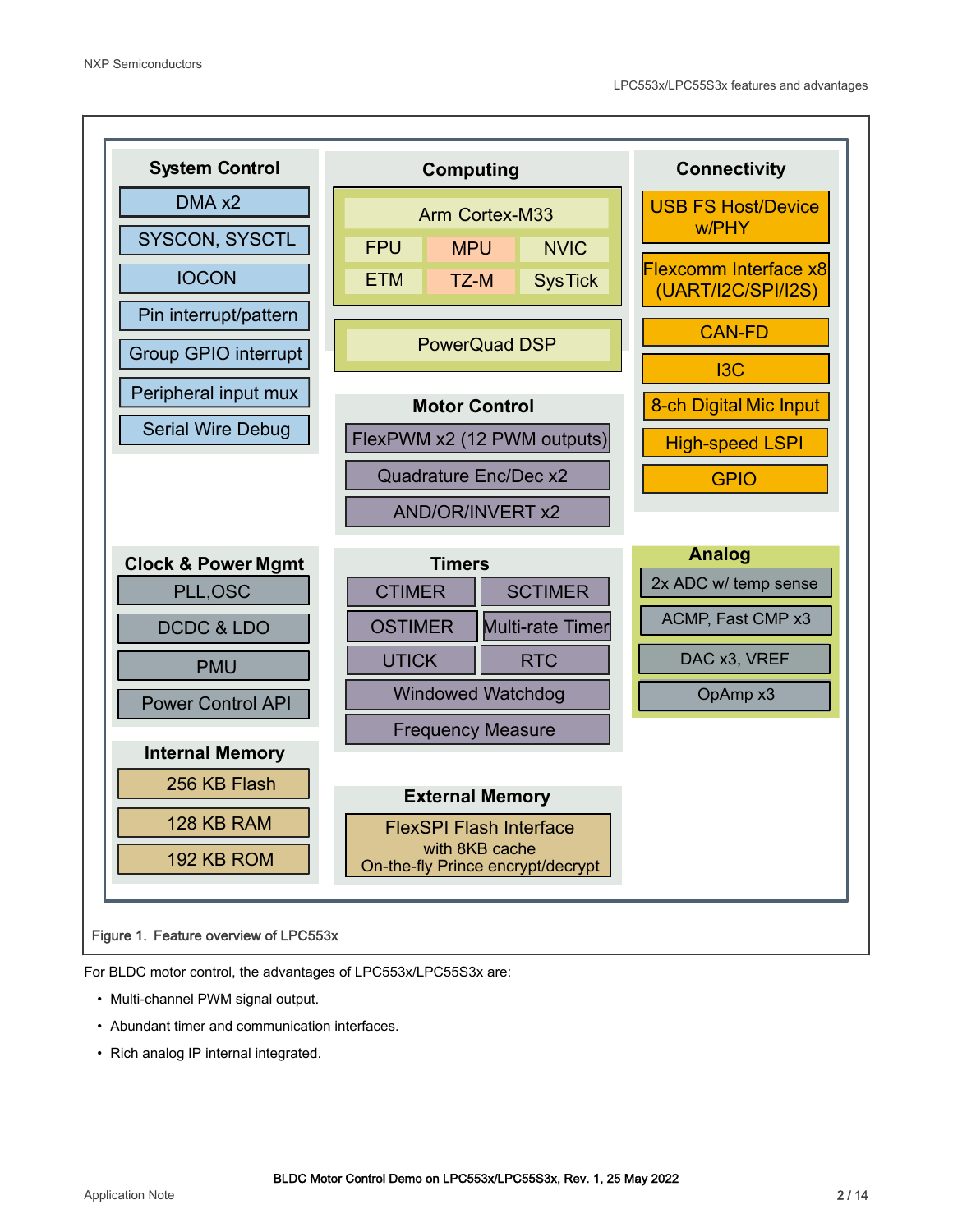| System Control | Computing | Connectivity |
| --- | --- | --- |
| DMA x2 | Arm Cortex-M33 | USB FS Host/Device w/PHY |
| SYSCON, SYSCTL | FPU, MPU, NVIC | Flexcomm Interface x8 (UART/I2C/SPI/I2S) |
| IOCON | ETM, TZ-M, SysTick | CAN-FD |
| Pin interrupt/pattern | PowerQuad DSP | I3C |
| Group GPIO interrupt | | 8-ch Digital Mic Input |
| Peripheral input mux | | High-speed LSPI |
| Serial Wire Debug | | GPIO |

| Motor Control |
| --- |
| FlexPWM x2 (12 PWM outputs) |
| Quadrature Enc/Dec x2 |
| AND/OR/INVERT x2 |

| Clock & Power Mgmt | Timers | Analog |
| --- | --- | --- |
| PLL,OSC | CTIMER, SCTIMER | 2x ADC w/ temp sense |
| DCDC & LDO | OSTIMER, Multi-rate Timer | ACMP, Fast CMP x3 |
| PMU | UTICK, RTC | DAC x3, VREF |
| Power Control API | Windowed Watchdog | OpAmp x3 |
| | Frequency Measure | |

| Internal Memory | External Memory |
| --- | --- |
| 256 KB Flash | FlexSPI Flash Interface with 8KB cache On-the-fly Prince encrypt/decrypt |
| 128 KB RAM | |
| 192 KB ROM | |

Figure 1. Feature overview of LPC553x

For BLDC motor control, the advantages of LPC553x/LPC55S3x are:

- Multi-channel PWM signal output.
- Abundant timer and communication interfaces.
- Rich analog IP internal integrated.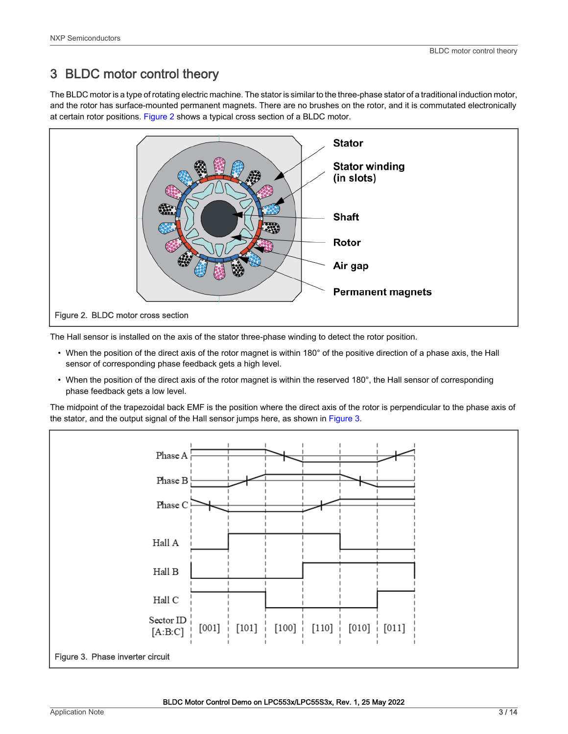# 3 BLDC motor control theory

The BLDC motor is a type of rotating electric machine. The stator is similar to the three-phase stator of a traditional induction motor, and the rotor has surface-mounted permanent magnets. There are no brushes on the rotor, and it is commutated electronically at certain rotor positions. Figure 2 shows a typical cross section of a BLDC motor.

Figure 2. BLDC motor cross section

The Hall sensor is installed on the axis of the stator three-phase winding to detect the rotor position.

- When the position of the direct axis of the rotor magnet is within 180° of the positive direction of a phase axis, the Hall sensor of corresponding phase feedback gets a high level.
- When the position of the direct axis of the rotor magnet is within the reserved 180°, the Hall sensor of corresponding phase feedback gets a low level.

The midpoint of the trapezoidal back EMF is the position where the direct axis of the rotor is perpendicular to the phase axis of the stator, and the output signal of the Hall sensor jumps here, as shown in Figure 3.

Figure 3. Phase inverter circuit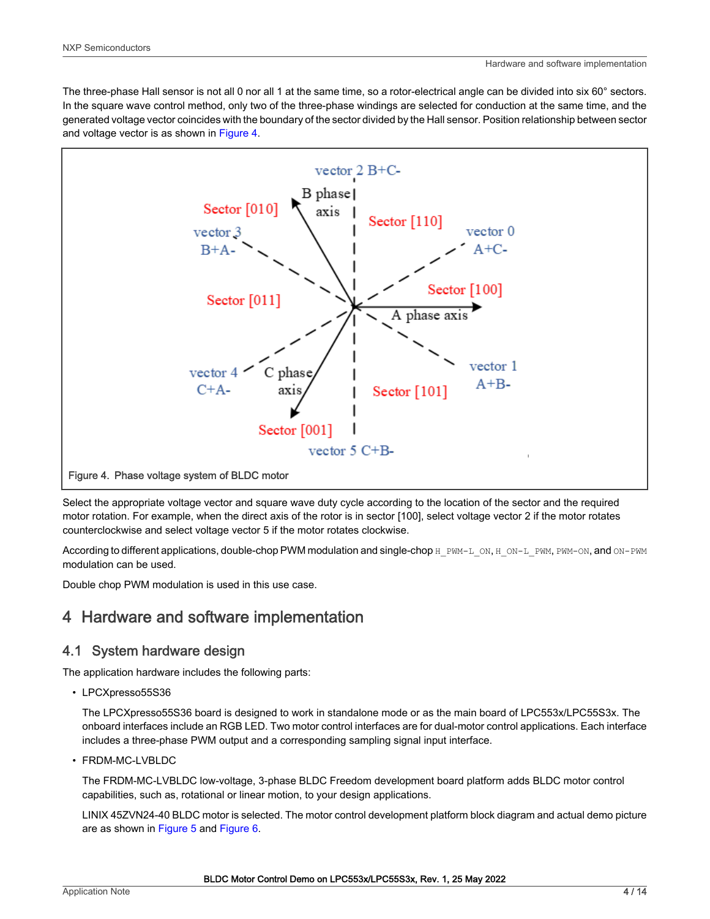The three-phase Hall sensor is not all 0 nor all 1 at the same time, so a rotor-electrical angle can be divided into six 60° sectors. In the square wave control method, only two of the three-phase windings are selected for conduction at the same time, and the generated voltage vector coincides with the boundary of the sector divided by the Hall sensor. Position relationship between sector and voltage vector is as shown in Figure 4.

Figure 4. Phase voltage system of BLDC motor

Select the appropriate voltage vector and square wave duty cycle according to the location of the sector and the required motor rotation. For example, when the direct axis of the rotor is in sector [100], select voltage vector 2 if the motor rotates counterclockwise and select voltage vector 5 if the motor rotates clockwise.

According to different applications, double-chop PWM modulation and single-chop `H_PWM-L_ON`, `H_ON-L_PWM`, `PWM-ON`, and `ON-PWM` modulation can be used.

Double chop PWM modulation is used in this use case.

# 4 Hardware and software implementation

## 4.1 System hardware design

The application hardware includes the following parts:

- LPCXpresso55S36

  The LPCXpresso55S36 board is designed to work in standalone mode or as the main board of LPC553x/LPC55S3x. The onboard interfaces include an RGB LED. Two motor control interfaces are for dual-motor control applications. Each interface includes a three-phase PWM output and a corresponding sampling signal input interface.

- FRDM-MC-LVBLDC

  The FRDM-MC-LVBLDC low-voltage, 3-phase BLDC Freedom development board platform adds BLDC motor control capabilities, such as, rotational or linear motion, to your design applications.

  LINIX 45ZVN24-40 BLDC motor is selected. The motor control development platform block diagram and actual demo picture are as shown in Figure 5 and Figure 6.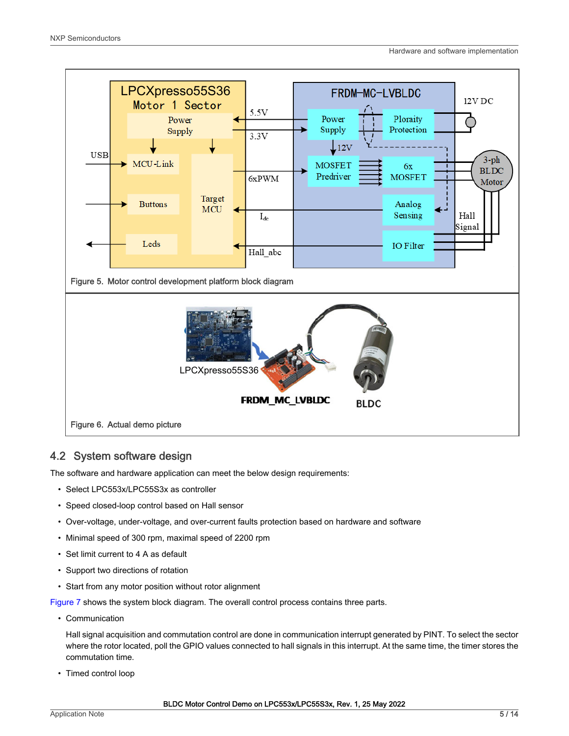Figure 5. Motor control development platform block diagram

Figure 6. Actual demo picture

## 4.2 System software design

The software and hardware application can meet the below design requirements:

- Select LPC553x/LPC55S3x as controller
- Speed closed-loop control based on Hall sensor
- Over-voltage, under-voltage, and over-current faults protection based on hardware and software
- Minimal speed of 300 rpm, maximal speed of 2200 rpm
- Set limit current to 4 A as default
- Support two directions of rotation
- Start from any motor position without rotor alignment

Figure 7 shows the system block diagram. The overall control process contains three parts.

- Communication

  Hall signal acquisition and commutation control are done in communication interrupt generated by PINT. To select the sector where the rotor located, poll the GPIO values connected to hall signals in this interrupt. At the same time, the timer stores the commutation time.

- Timed control loop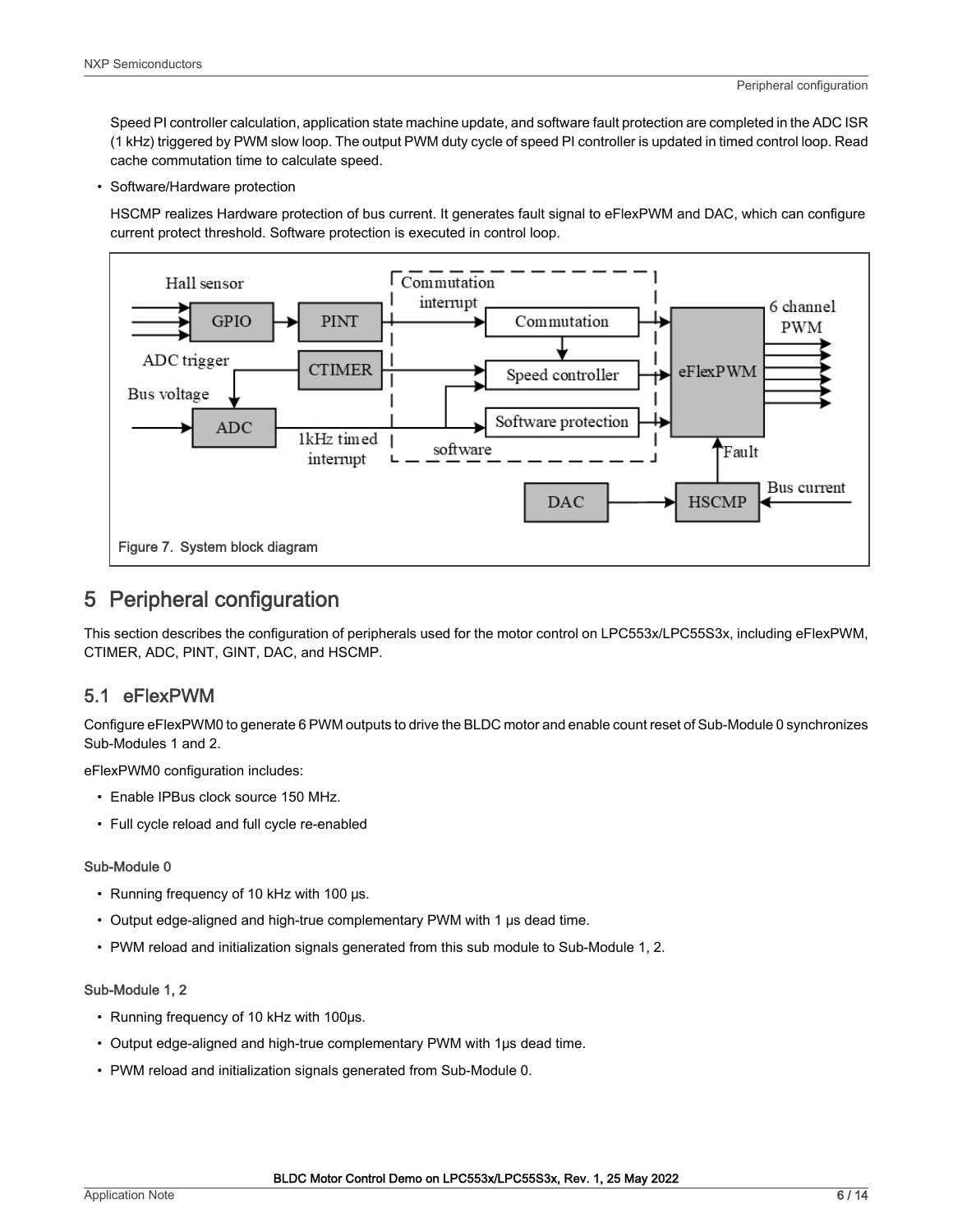Speed PI controller calculation, application state machine update, and software fault protection are completed in the ADC ISR (1 kHz) triggered by PWM slow loop. The output PWM duty cycle of speed PI controller is updated in timed control loop. Read cache commutation time to calculate speed.

- Software/Hardware protection

  HSCMP realizes Hardware protection of bus current. It generates fault signal to eFlexPWM and DAC, which can configure current protect threshold. Software protection is executed in control loop.

Figure 7. System block diagram

## 5 Peripheral configuration

This section describes the configuration of peripherals used for the motor control on LPC553x/LPC55S3x, including eFlexPWM, CTIMER, ADC, PINT, GINT, DAC, and HSCMP.

### 5.1 eFlexPWM

Configure eFlexPWM0 to generate 6 PWM outputs to drive the BLDC motor and enable count reset of Sub-Module 0 synchronizes Sub-Modules 1 and 2.

eFlexPWM0 configuration includes:

- Enable IPBus clock source 150 MHz.
- Full cycle reload and full cycle re-enabled

#### Sub-Module 0

- Running frequency of 10 kHz with 100 µs.
- Output edge-aligned and high-true complementary PWM with 1 µs dead time.
- PWM reload and initialization signals generated from this sub module to Sub-Module 1, 2.

#### Sub-Module 1, 2

- Running frequency of 10 kHz with 100µs.
- Output edge-aligned and high-true complementary PWM with 1µs dead time.
- PWM reload and initialization signals generated from Sub-Module 0.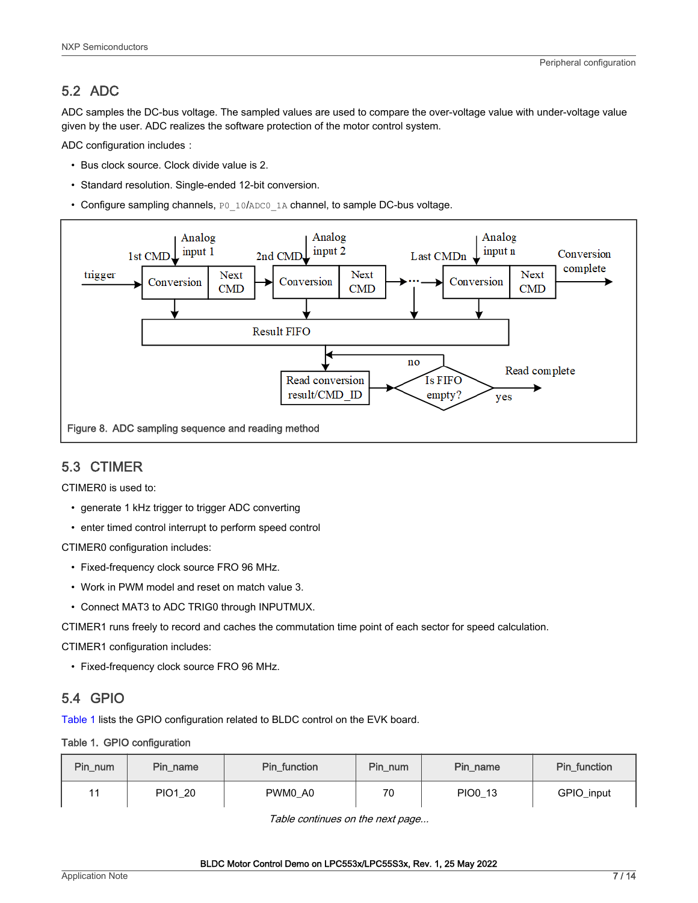## 5.2 ADC

ADC samples the DC-bus voltage. The sampled values are used to compare the over-voltage value with under-voltage value given by the user. ADC realizes the software protection of the motor control system.

ADC configuration includes：

- Bus clock source. Clock divide value is 2.
- Standard resolution. Single-ended 12-bit conversion.
- Configure sampling channels, `P0_10/ADC0_1A` channel, to sample DC-bus voltage.

Figure 8. ADC sampling sequence and reading method

## 5.3 CTIMER

CTIMER0 is used to:

- generate 1 kHz trigger to trigger ADC converting
- enter timed control interrupt to perform speed control

CTIMER0 configuration includes:

- Fixed-frequency clock source FRO 96 MHz.
- Work in PWM model and reset on match value 3.
- Connect MAT3 to ADC TRIG0 through INPUTMUX.

CTIMER1 runs freely to record and caches the commutation time point of each sector for speed calculation.

CTIMER1 configuration includes:

- Fixed-frequency clock source FRO 96 MHz.

## 5.4 GPIO

Table 1 lists the GPIO configuration related to BLDC control on the EVK board.

Table 1. GPIO configuration

| Pin_num | Pin_name | Pin_function | Pin_num | Pin_name | Pin_function |
|---|---|---|---|---|---|
| 11 | PIO1_20 | PWM0_A0 | 70 | PIO0_13 | GPIO_input |

*Table continues on the next page...*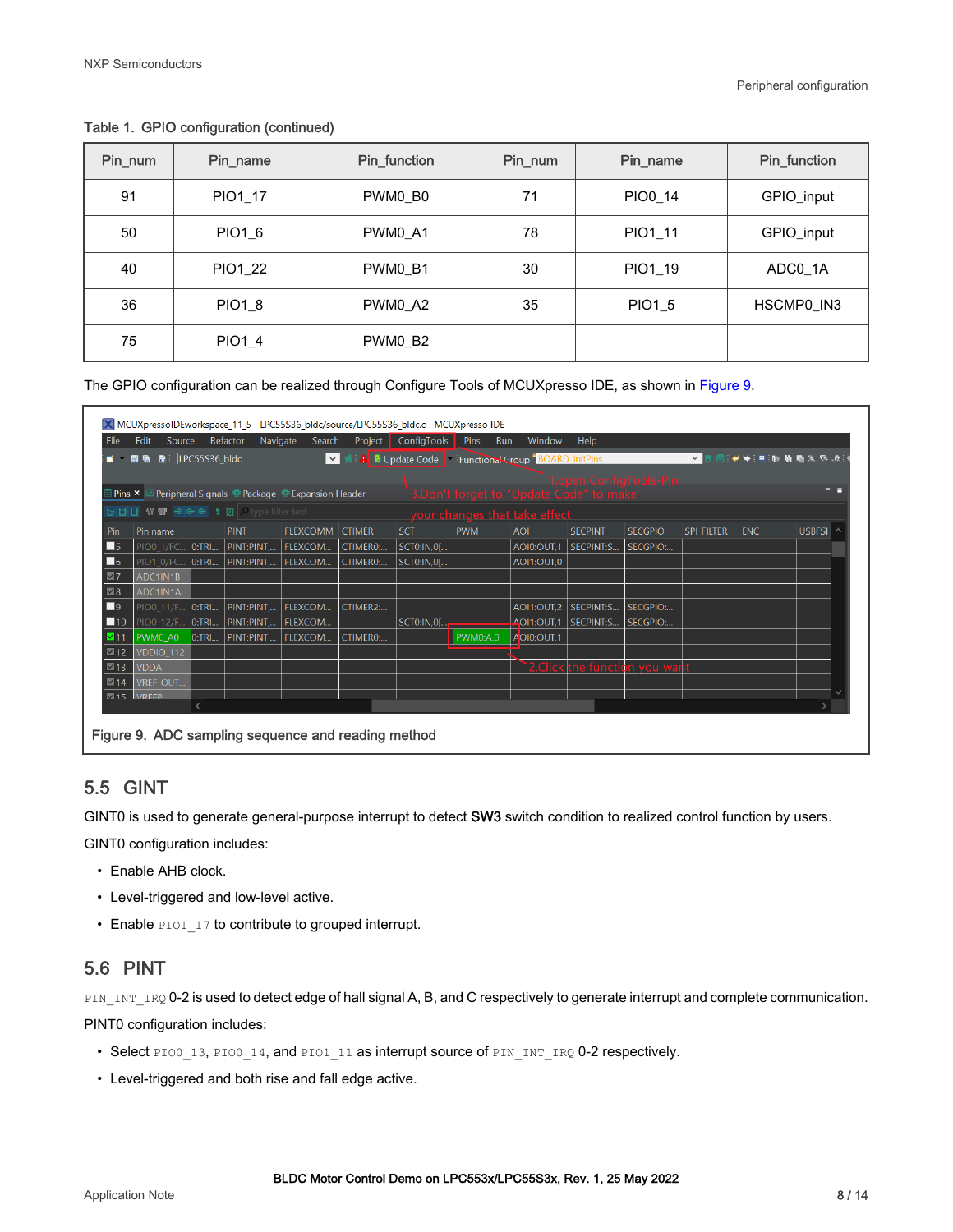Table 1. GPIO configuration (continued)

| Pin_num | Pin_name | Pin_function | Pin_num | Pin_name | Pin_function |
|---|---|---|---|---|---|
| 91 | PIO1_17 | PWM0_B0 | 71 | PIO0_14 | GPIO_input |
| 50 | PIO1_6 | PWM0_A1 | 78 | PIO1_11 | GPIO_input |
| 40 | PIO1_22 | PWM0_B1 | 30 | PIO1_19 | ADC0_1A |
| 36 | PIO1_8 | PWM0_A2 | 35 | PIO1_5 | HSCMP0_IN3 |
| 75 | PIO1_4 | PWM0_B2 | | | |

The GPIO configuration can be realized through Configure Tools of MCUXpresso IDE, as shown in Figure 9.

Figure 9. ADC sampling sequence and reading method

## 5.5 GINT

GINT0 is used to generate general-purpose interrupt to detect **SW3** switch condition to realized control function by users.

GINT0 configuration includes:

- Enable AHB clock.
- Level-triggered and low-level active.
- Enable `PIO1_17` to contribute to grouped interrupt.

## 5.6 PINT

`PIN_INT_IRQ` 0-2 is used to detect edge of hall signal A, B, and C respectively to generate interrupt and complete communication.

PINT0 configuration includes:

- Select `PIO0_13`, `PIO0_14`, and `PIO1_11` as interrupt source of `PIN_INT_IRQ` 0-2 respectively.
- Level-triggered and both rise and fall edge active.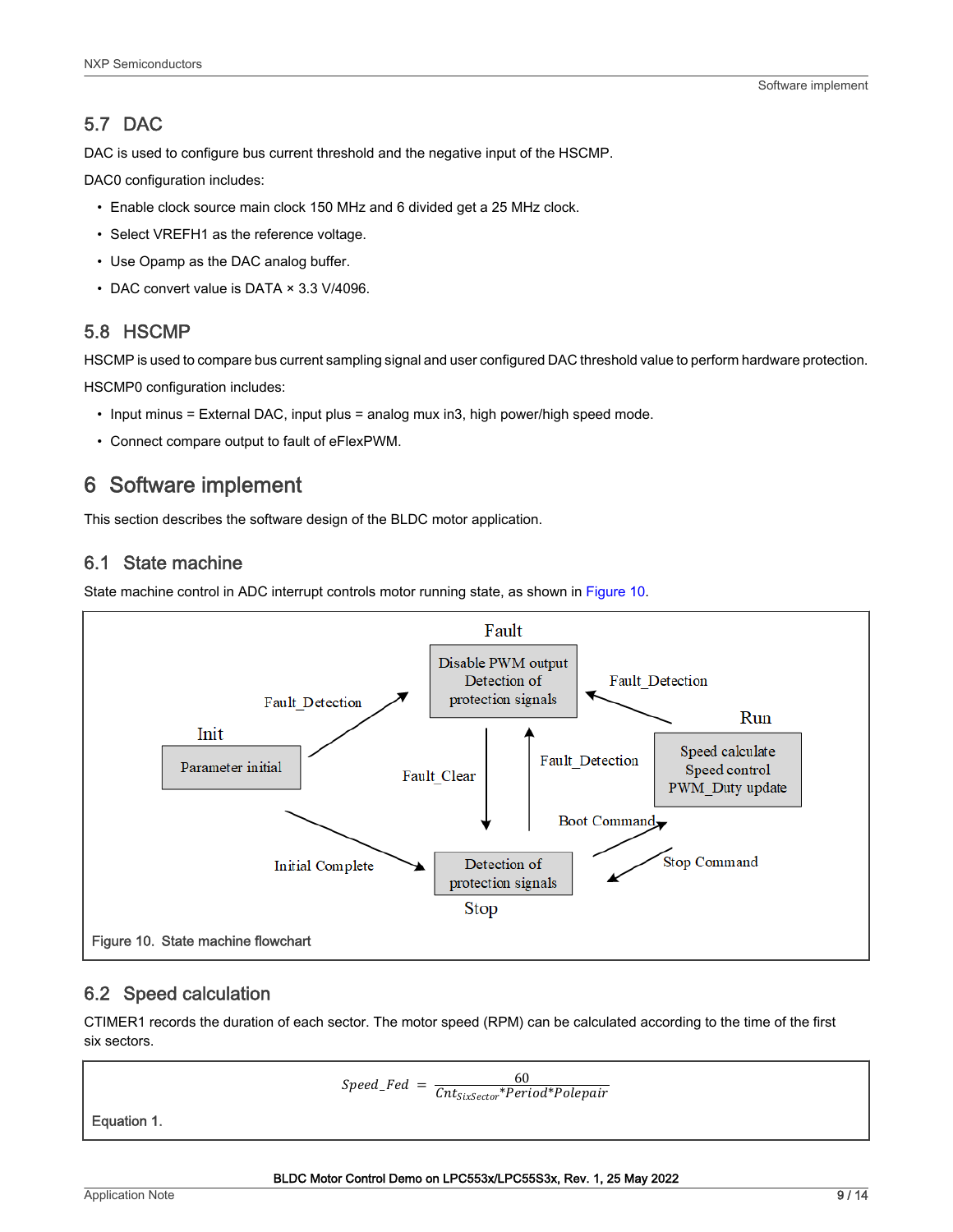### 5.7 DAC

DAC is used to configure bus current threshold and the negative input of the HSCMP.

DAC0 configuration includes:

- Enable clock source main clock 150 MHz and 6 divided get a 25 MHz clock.
- Select VREFH1 as the reference voltage.
- Use Opamp as the DAC analog buffer.
- DAC convert value is DATA × 3.3 V/4096.

### 5.8 HSCMP

HSCMP is used to compare bus current sampling signal and user configured DAC threshold value to perform hardware protection.

HSCMP0 configuration includes:

- Input minus = External DAC, input plus = analog mux in3, high power/high speed mode.
- Connect compare output to fault of eFlexPWM.

## 6 Software implement

This section describes the software design of the BLDC motor application.

### 6.1 State machine

State machine control in ADC interrupt controls motor running state, as shown in Figure 10.

Fault: Disable PWM output, Detection of protection signals

Init: Parameter initial

Run: Speed calculate, Speed control, PWM_Duty update

Stop: Detection of protection signals

Transitions: Init → Fault (Fault_Detection); Init → Stop (Initial Complete); Run → Fault (Fault_Detection); Stop → Fault (Fault_Detection); Fault → Stop (Fault_Clear); Stop → Run (Boot Command); Run → Stop (Stop Command)

Figure 10. State machine flowchart

### 6.2 Speed calculation

CTIMER1 records the duration of each sector. The motor speed (RPM) can be calculated according to the time of the first six sectors.

$$Speed\_Fed = \frac{60}{Cnt_{SixSector} * Period * Polepair}$$

Equation 1.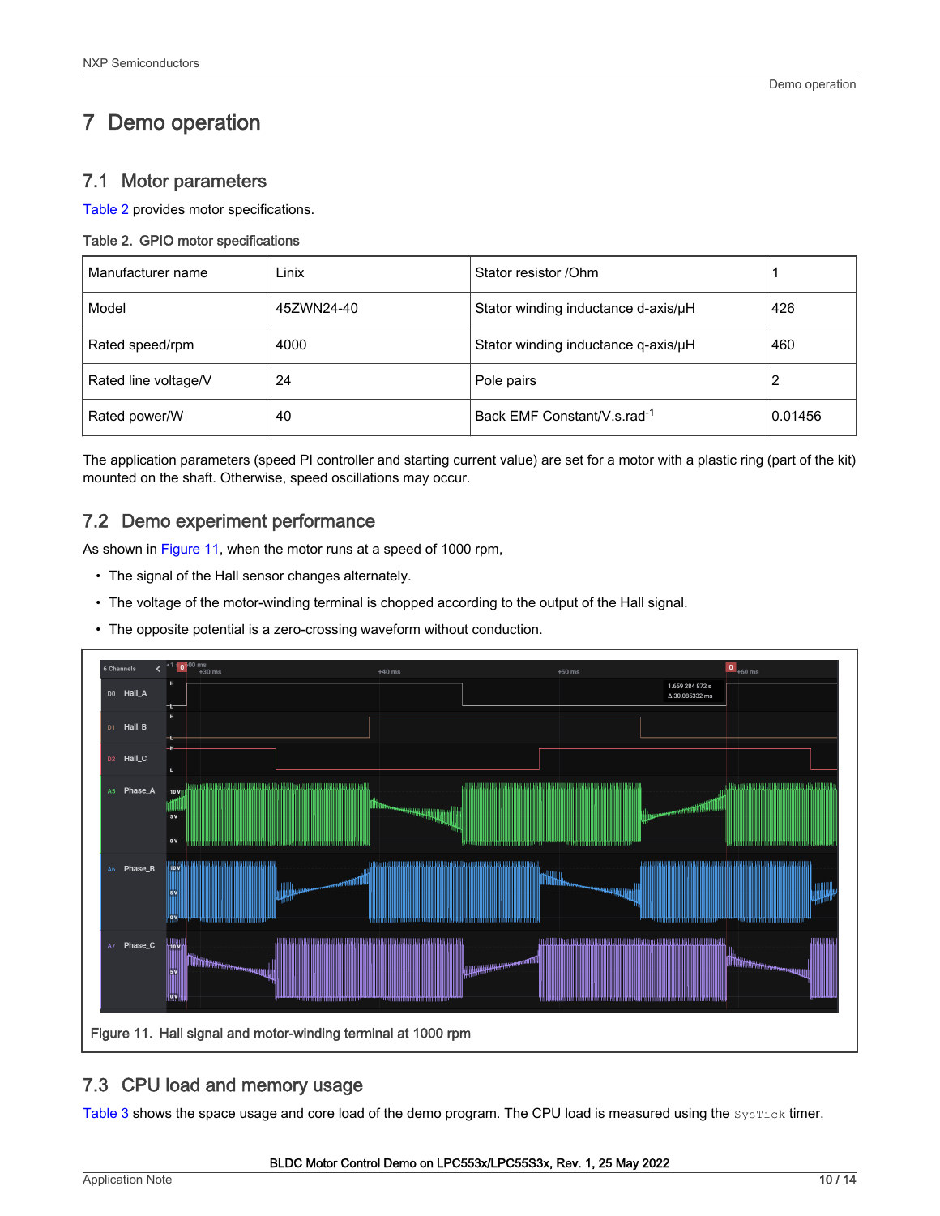## 7 Demo operation

### 7.1 Motor parameters

Table 2 provides motor specifications.

Table 2. GPIO motor specifications

| Manufacturer name | Linix | Stator resistor /Ohm | 1 |
|---|---|---|---|
| Model | 45ZWN24-40 | Stator winding inductance d-axis/μH | 426 |
| Rated speed/rpm | 4000 | Stator winding inductance q-axis/μH | 460 |
| Rated line voltage/V | 24 | Pole pairs | 2 |
| Rated power/W | 40 | Back EMF Constant/V.s.rad$^{-1}$ | 0.01456 |

The application parameters (speed PI controller and starting current value) are set for a motor with a plastic ring (part of the kit) mounted on the shaft. Otherwise, speed oscillations may occur.

### 7.2 Demo experiment performance

As shown in Figure 11, when the motor runs at a speed of 1000 rpm,

- The signal of the Hall sensor changes alternately.
- The voltage of the motor-winding terminal is chopped according to the output of the Hall signal.
- The opposite potential is a zero-crossing waveform without conduction.

Figure 11. Hall signal and motor-winding terminal at 1000 rpm

### 7.3 CPU load and memory usage

Table 3 shows the space usage and core load of the demo program. The CPU load is measured using the `SysTick` timer.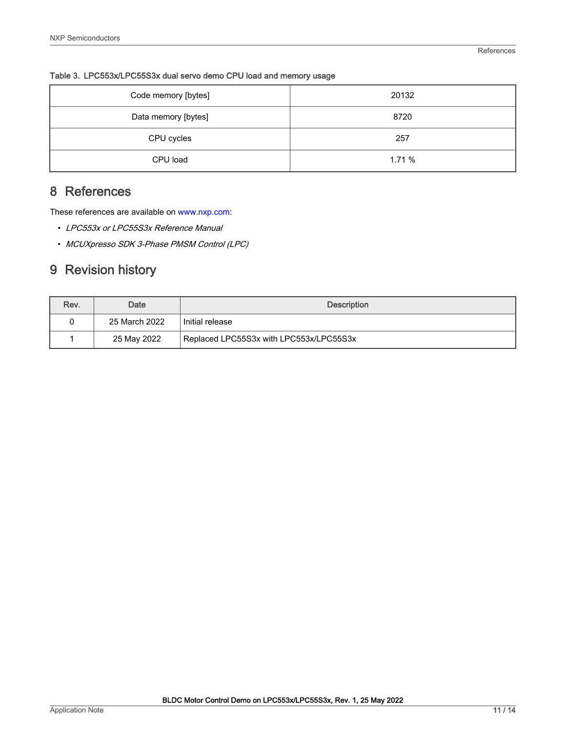Table 3. LPC553x/LPC55S3x dual servo demo CPU load and memory usage

| | |
|---|---|
| Code memory [bytes] | 20132 |
| Data memory [bytes] | 8720 |
| CPU cycles | 257 |
| CPU load | 1.71 % |

## 8 References

These references are available on www.nxp.com:

- *LPC553x or LPC55S3x Reference Manual*
- *MCUXpresso SDK 3-Phase PMSM Control (LPC)*

## 9 Revision history

| Rev. | Date | Description |
|---|---|---|
| 0 | 25 March 2022 | Initial release |
| 1 | 25 May 2022 | Replaced LPC55S3x with LPC553x/LPC55S3x |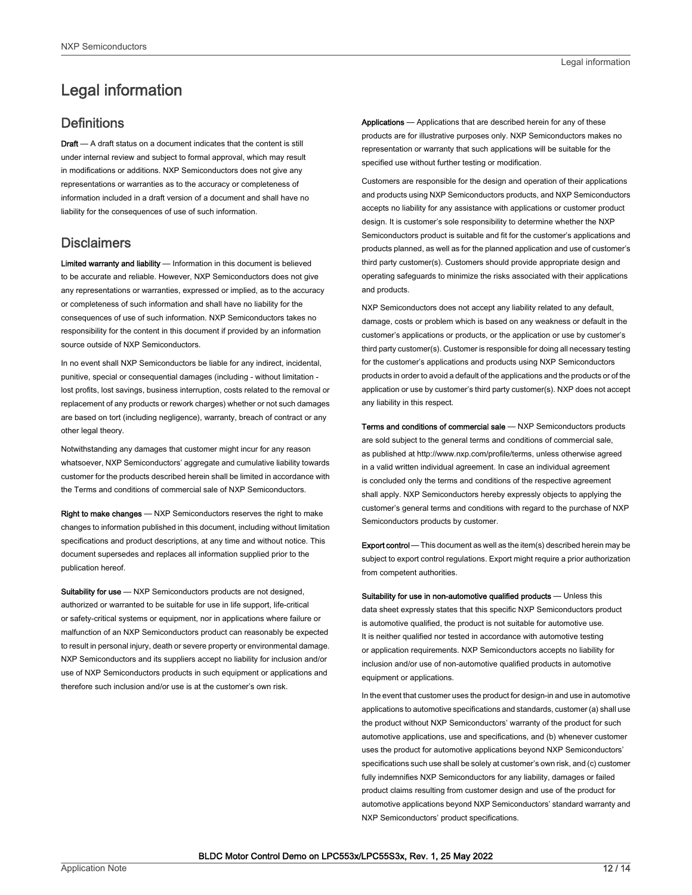# Legal information

## Definitions

**Draft** — A draft status on a document indicates that the content is still under internal review and subject to formal approval, which may result in modifications or additions. NXP Semiconductors does not give any representations or warranties as to the accuracy or completeness of information included in a draft version of a document and shall have no liability for the consequences of use of such information.

## Disclaimers

**Limited warranty and liability** — Information in this document is believed to be accurate and reliable. However, NXP Semiconductors does not give any representations or warranties, expressed or implied, as to the accuracy or completeness of such information and shall have no liability for the consequences of use of such information. NXP Semiconductors takes no responsibility for the content in this document if provided by an information source outside of NXP Semiconductors.

In no event shall NXP Semiconductors be liable for any indirect, incidental, punitive, special or consequential damages (including - without limitation - lost profits, lost savings, business interruption, costs related to the removal or replacement of any products or rework charges) whether or not such damages are based on tort (including negligence), warranty, breach of contract or any other legal theory.

Notwithstanding any damages that customer might incur for any reason whatsoever, NXP Semiconductors' aggregate and cumulative liability towards customer for the products described herein shall be limited in accordance with the Terms and conditions of commercial sale of NXP Semiconductors.

**Right to make changes** — NXP Semiconductors reserves the right to make changes to information published in this document, including without limitation specifications and product descriptions, at any time and without notice. This document supersedes and replaces all information supplied prior to the publication hereof.

**Suitability for use** — NXP Semiconductors products are not designed, authorized or warranted to be suitable for use in life support, life-critical or safety-critical systems or equipment, nor in applications where failure or malfunction of an NXP Semiconductors product can reasonably be expected to result in personal injury, death or severe property or environmental damage. NXP Semiconductors and its suppliers accept no liability for inclusion and/or use of NXP Semiconductors products in such equipment or applications and therefore such inclusion and/or use is at the customer's own risk.

**Applications** — Applications that are described herein for any of these products are for illustrative purposes only. NXP Semiconductors makes no representation or warranty that such applications will be suitable for the specified use without further testing or modification.

Customers are responsible for the design and operation of their applications and products using NXP Semiconductors products, and NXP Semiconductors accepts no liability for any assistance with applications or customer product design. It is customer's sole responsibility to determine whether the NXP Semiconductors product is suitable and fit for the customer's applications and products planned, as well as for the planned application and use of customer's third party customer(s). Customers should provide appropriate design and operating safeguards to minimize the risks associated with their applications and products.

NXP Semiconductors does not accept any liability related to any default, damage, costs or problem which is based on any weakness or default in the customer's applications or products, or the application or use by customer's third party customer(s). Customer is responsible for doing all necessary testing for the customer's applications and products using NXP Semiconductors products in order to avoid a default of the applications and the products or of the application or use by customer's third party customer(s). NXP does not accept any liability in this respect.

**Terms and conditions of commercial sale** — NXP Semiconductors products are sold subject to the general terms and conditions of commercial sale, as published at http://www.nxp.com/profile/terms, unless otherwise agreed in a valid written individual agreement. In case an individual agreement is concluded only the terms and conditions of the respective agreement shall apply. NXP Semiconductors hereby expressly objects to applying the customer's general terms and conditions with regard to the purchase of NXP Semiconductors products by customer.

**Export control** — This document as well as the item(s) described herein may be subject to export control regulations. Export might require a prior authorization from competent authorities.

**Suitability for use in non-automotive qualified products** — Unless this data sheet expressly states that this specific NXP Semiconductors product is automotive qualified, the product is not suitable for automotive use. It is neither qualified nor tested in accordance with automotive testing or application requirements. NXP Semiconductors accepts no liability for inclusion and/or use of non-automotive qualified products in automotive equipment or applications.

In the event that customer uses the product for design-in and use in automotive applications to automotive specifications and standards, customer (a) shall use the product without NXP Semiconductors' warranty of the product for such automotive applications, use and specifications, and (b) whenever customer uses the product for automotive applications beyond NXP Semiconductors' specifications such use shall be solely at customer's own risk, and (c) customer fully indemnifies NXP Semiconductors for any liability, damages or failed product claims resulting from customer design and use of the product for automotive applications beyond NXP Semiconductors' standard warranty and NXP Semiconductors' product specifications.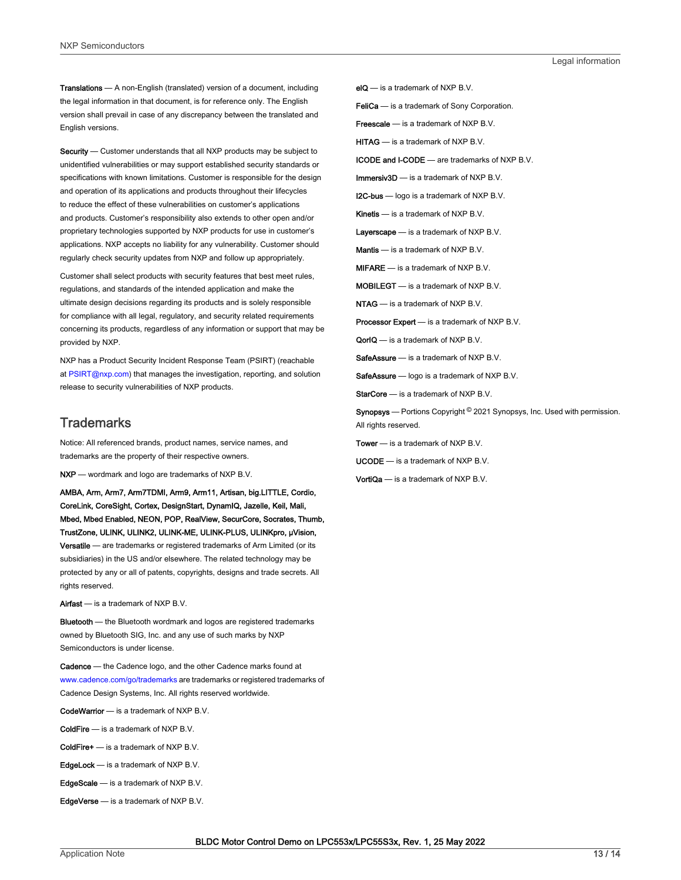**Translations** — A non-English (translated) version of a document, including the legal information in that document, is for reference only. The English version shall prevail in case of any discrepancy between the translated and English versions.

**Security** — Customer understands that all NXP products may be subject to unidentified vulnerabilities or may support established security standards or specifications with known limitations. Customer is responsible for the design and operation of its applications and products throughout their lifecycles to reduce the effect of these vulnerabilities on customer's applications and products. Customer's responsibility also extends to other open and/or proprietary technologies supported by NXP products for use in customer's applications. NXP accepts no liability for any vulnerability. Customer should regularly check security updates from NXP and follow up appropriately.

Customer shall select products with security features that best meet rules, regulations, and standards of the intended application and make the ultimate design decisions regarding its products and is solely responsible for compliance with all legal, regulatory, and security related requirements concerning its products, regardless of any information or support that may be provided by NXP.

NXP has a Product Security Incident Response Team (PSIRT) (reachable at PSIRT@nxp.com) that manages the investigation, reporting, and solution release to security vulnerabilities of NXP products.

## Trademarks

Notice: All referenced brands, product names, service names, and trademarks are the property of their respective owners.

**NXP** — wordmark and logo are trademarks of NXP B.V.

**AMBA, Arm, Arm7, Arm7TDMI, Arm9, Arm11, Artisan, big.LITTLE, Cordio, CoreLink, CoreSight, Cortex, DesignStart, DynamIQ, Jazelle, Keil, Mali, Mbed, Mbed Enabled, NEON, POP, RealView, SecurCore, Socrates, Thumb, TrustZone, ULINK, ULINK2, ULINK-ME, ULINK-PLUS, ULINKpro, μVision, Versatile** — are trademarks or registered trademarks of Arm Limited (or its subsidiaries) in the US and/or elsewhere. The related technology may be protected by any or all of patents, copyrights, designs and trade secrets. All rights reserved.

**Airfast** — is a trademark of NXP B.V.

**Bluetooth** — the Bluetooth wordmark and logos are registered trademarks owned by Bluetooth SIG, Inc. and any use of such marks by NXP Semiconductors is under license.

**Cadence** — the Cadence logo, and the other Cadence marks found at www.cadence.com/go/trademarks are trademarks or registered trademarks of Cadence Design Systems, Inc. All rights reserved worldwide.

**CodeWarrior** — is a trademark of NXP B.V.

**ColdFire** — is a trademark of NXP B.V.

**ColdFire+** — is a trademark of NXP B.V.

**EdgeLock** — is a trademark of NXP B.V.

**EdgeScale** — is a trademark of NXP B.V.

**EdgeVerse** — is a trademark of NXP B.V.

**eIQ** — is a trademark of NXP B.V.

**FeliCa** — is a trademark of Sony Corporation.

**Freescale** — is a trademark of NXP B.V.

**HITAG** — is a trademark of NXP B.V.

**ICODE and I-CODE** — are trademarks of NXP B.V.

**Immersiv3D** — is a trademark of NXP B.V.

**I2C-bus** — logo is a trademark of NXP B.V.

**Kinetis** — is a trademark of NXP B.V.

**Layerscape** — is a trademark of NXP B.V.

**Mantis** — is a trademark of NXP B.V.

**MIFARE** — is a trademark of NXP B.V.

**MOBILEGT** — is a trademark of NXP B.V.

**NTAG** — is a trademark of NXP B.V.

**Processor Expert** — is a trademark of NXP B.V.

**QorIQ** — is a trademark of NXP B.V.

**SafeAssure** — is a trademark of NXP B.V.

**SafeAssure** — logo is a trademark of NXP B.V.

**StarCore** — is a trademark of NXP B.V.

**Synopsys** — Portions Copyright © 2021 Synopsys, Inc. Used with permission. All rights reserved.

**Tower** — is a trademark of NXP B.V.

**UCODE** — is a trademark of NXP B.V.

**VortiQa** — is a trademark of NXP B.V.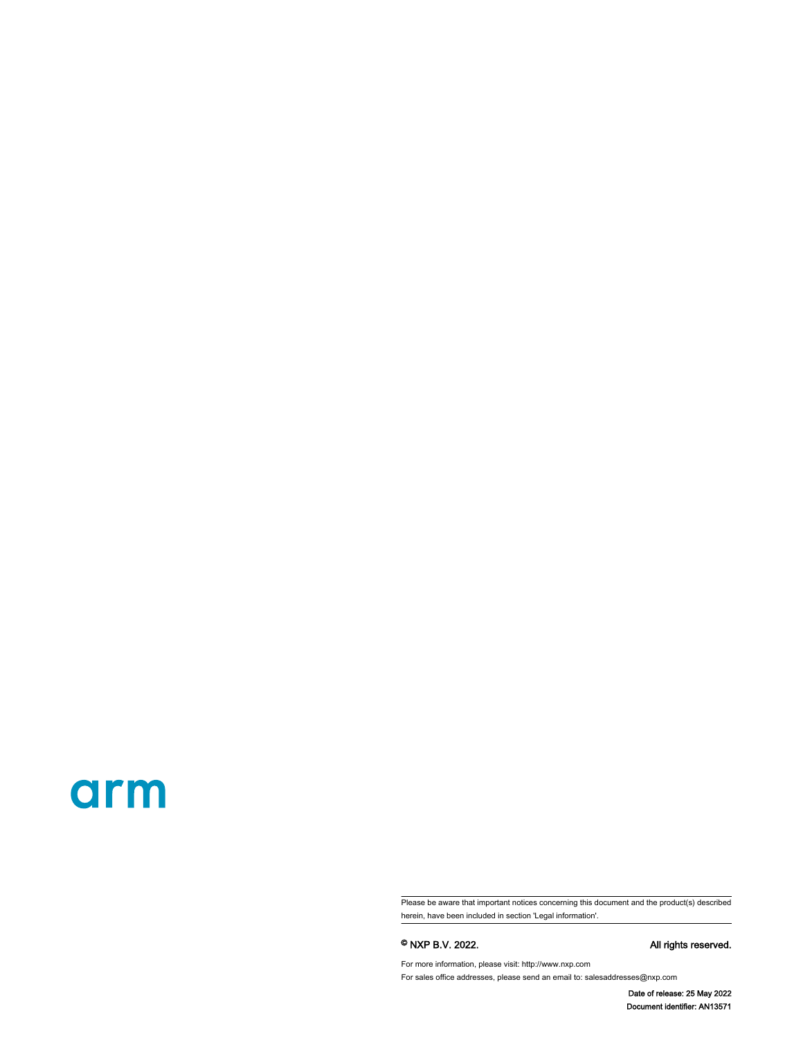arm

Please be aware that important notices concerning this document and the product(s) described herein, have been included in section 'Legal information'.

© NXP B.V. 2022. All rights reserved.

For more information, please visit: http://www.nxp.com

For sales office addresses, please send an email to: salesaddresses@nxp.com

**Date of release: 25 May 2022**

**Document identifier: AN13571**